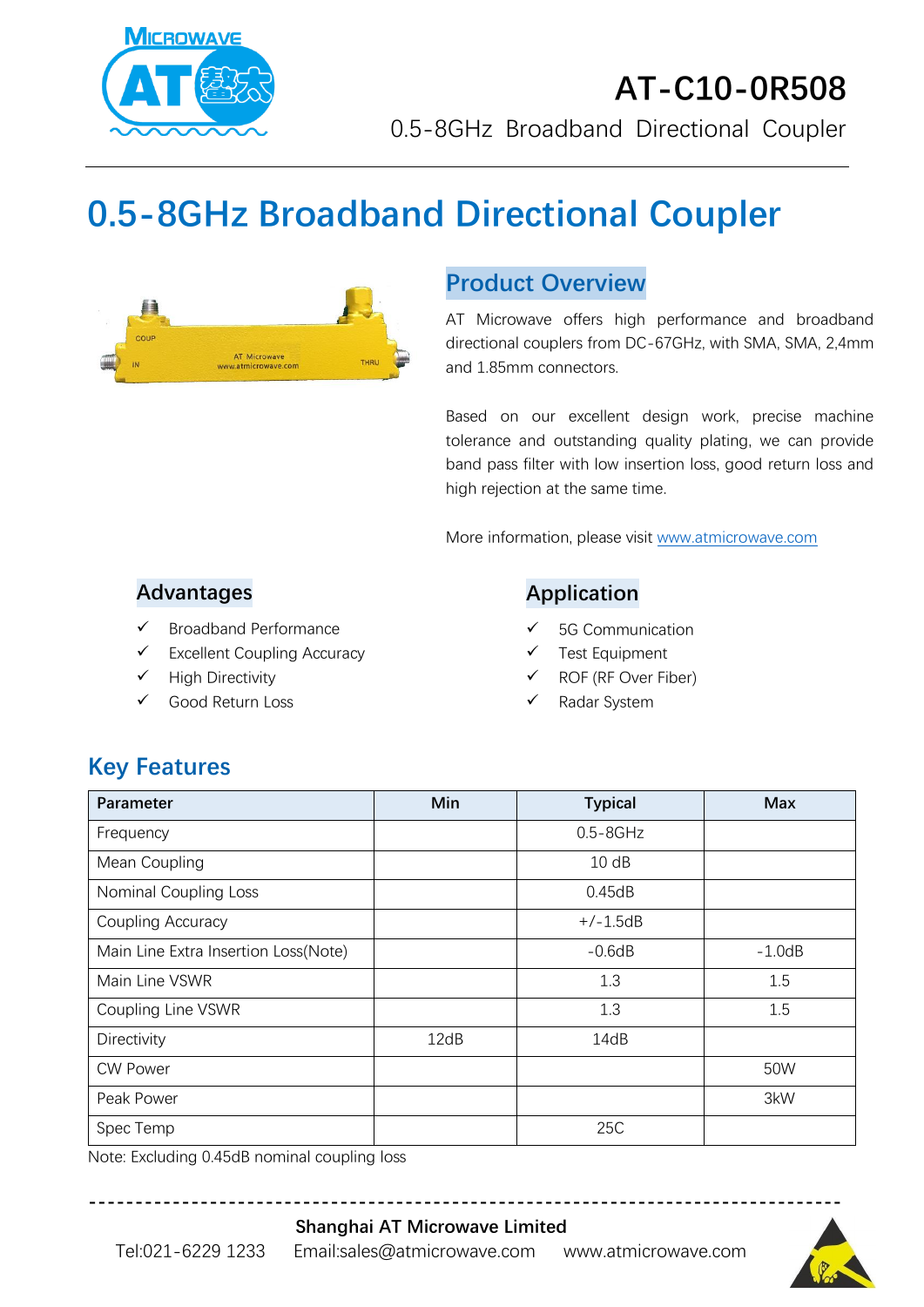# AT-C10-0R508

0.5-8GHz Broadband Directional Coupler

# 0.5-8GHz Broadband Directional Coupler

## Product Overview

AT Microwave offers high performance and broadband directional couplers from DC-67GHz, with SMA, SMA, 2,4mm and 1.85mm connectors.

Based on our excellent design work, precise machine tolerance and outstanding quality plating, we can provide band pass filter with low insertion loss, good return loss and high rejection at the same time.

More information, please visit www.atmicrowave.com

## Advantages

- ✓ Broadband Performance
- ✓ Excellent Coupling Accuracy
- ✓ High Directivity
- ✓ Good Return Loss

## Application

- ✓ 5G Communication
- ✓ Test Equipment
- ✓ ROF (RF Over Fiber)
- ✓ Radar System

## Key Features

| Parameter | Min | Typical | Max |
|---|---|---|---|
| Frequency | | 0.5-8GHz | |
| Mean Coupling | | 10 dB | |
| Nominal Coupling Loss | | 0.45dB | |
| Coupling Accuracy | | +/-1.5dB | |
| Main Line Extra Insertion Loss(Note) | | -0.6dB | -1.0dB |
| Main Line VSWR | | 1.3 | 1.5 |
| Coupling Line VSWR | | 1.3 | 1.5 |
| Directivity | 12dB | 14dB | |
| CW Power | | | 50W |
| Peak Power | | | 3kW |
| Spec Temp | | 25C | |

Note: Excluding 0.45dB nominal coupling loss

**Shanghai AT Microwave Limited**

Tel:021-6229 1233 Email:sales@atmicrowave.com www.atmicrowave.com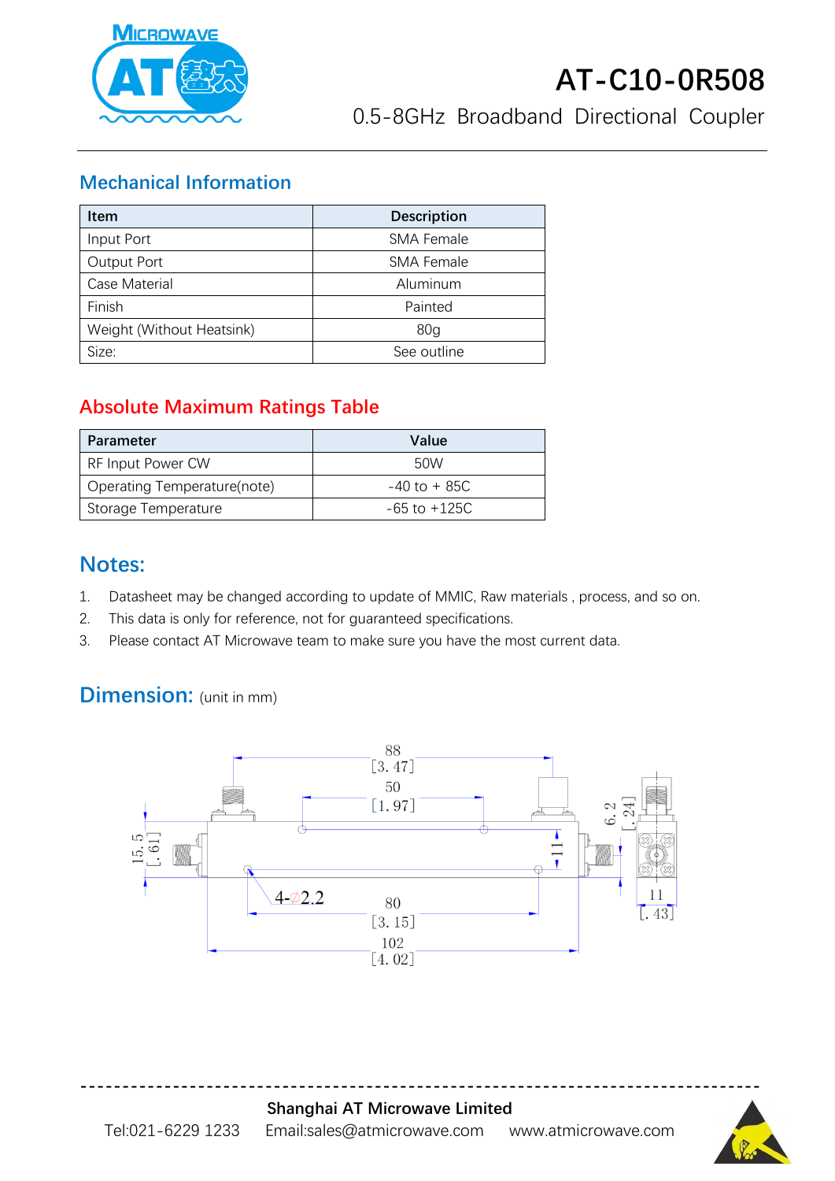# AT-C10-0R508

0.5-8GHz Broadband Directional Coupler

## Mechanical Information

| Item | Description |
|---|---|
| Input Port | SMA Female |
| Output Port | SMA Female |
| Case Material | Aluminum |
| Finish | Painted |
| Weight (Without Heatsink) | 80g |
| Size: | See outline |

## Absolute Maximum Ratings Table

| Parameter | Value |
|---|---|
| RF Input Power CW | 50W |
| Operating Temperature(note) | -40 to + 85C |
| Storage Temperature | -65 to +125C |

## Notes:

1. Datasheet may be changed according to update of MMIC, Raw materials , process, and so on.
2. This data is only for reference, not for guaranteed specifications.
3. Please contact AT Microwave team to make sure you have the most current data.

## Dimension: (unit in mm)

88
[3. 47]
50
[1. 97]
15. 5
[. 61]
11
6. 2
[. 24]
4-⌀2.2
80
[3. 15]
102
[4. 02]
11
[. 43]

**Shanghai AT Microwave Limited**

Tel:021-6229 1233  Email:sales@atmicrowave.com  www.atmicrowave.com